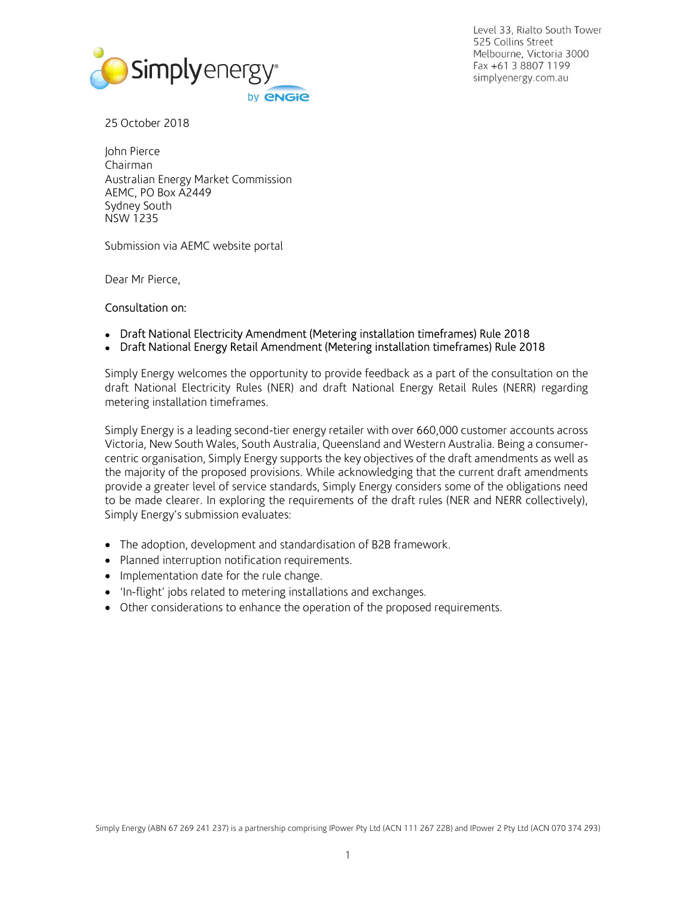Level 33, Rialto South Tower
525 Collins Street
Melbourne, Victoria 3000
Fax +61 3 8807 1199
simplyenergy.com.au

25 October 2018

John Pierce
Chairman
Australian Energy Market Commission
AEMC, PO Box A2449
Sydney South
NSW 1235

Submission via AEMC website portal

Dear Mr Pierce,

Consultation on:

- Draft National Electricity Amendment (Metering installation timeframes) Rule 2018
- Draft National Energy Retail Amendment (Metering installation timeframes) Rule 2018

Simply Energy welcomes the opportunity to provide feedback as a part of the consultation on the draft National Electricity Rules (NER) and draft National Energy Retail Rules (NERR) regarding metering installation timeframes.

Simply Energy is a leading second-tier energy retailer with over 660,000 customer accounts across Victoria, New South Wales, South Australia, Queensland and Western Australia. Being a consumer-centric organisation, Simply Energy supports the key objectives of the draft amendments as well as the majority of the proposed provisions. While acknowledging that the current draft amendments provide a greater level of service standards, Simply Energy considers some of the obligations need to be made clearer. In exploring the requirements of the draft rules (NER and NERR collectively), Simply Energy's submission evaluates:

- The adoption, development and standardisation of B2B framework.
- Planned interruption notification requirements.
- Implementation date for the rule change.
- 'In-flight' jobs related to metering installations and exchanges.
- Other considerations to enhance the operation of the proposed requirements.

Simply Energy (ABN 67 269 241 237) is a partnership comprising IPower Pty Ltd (ACN 111 267 228) and IPower 2 Pty Ltd (ACN 070 374 293)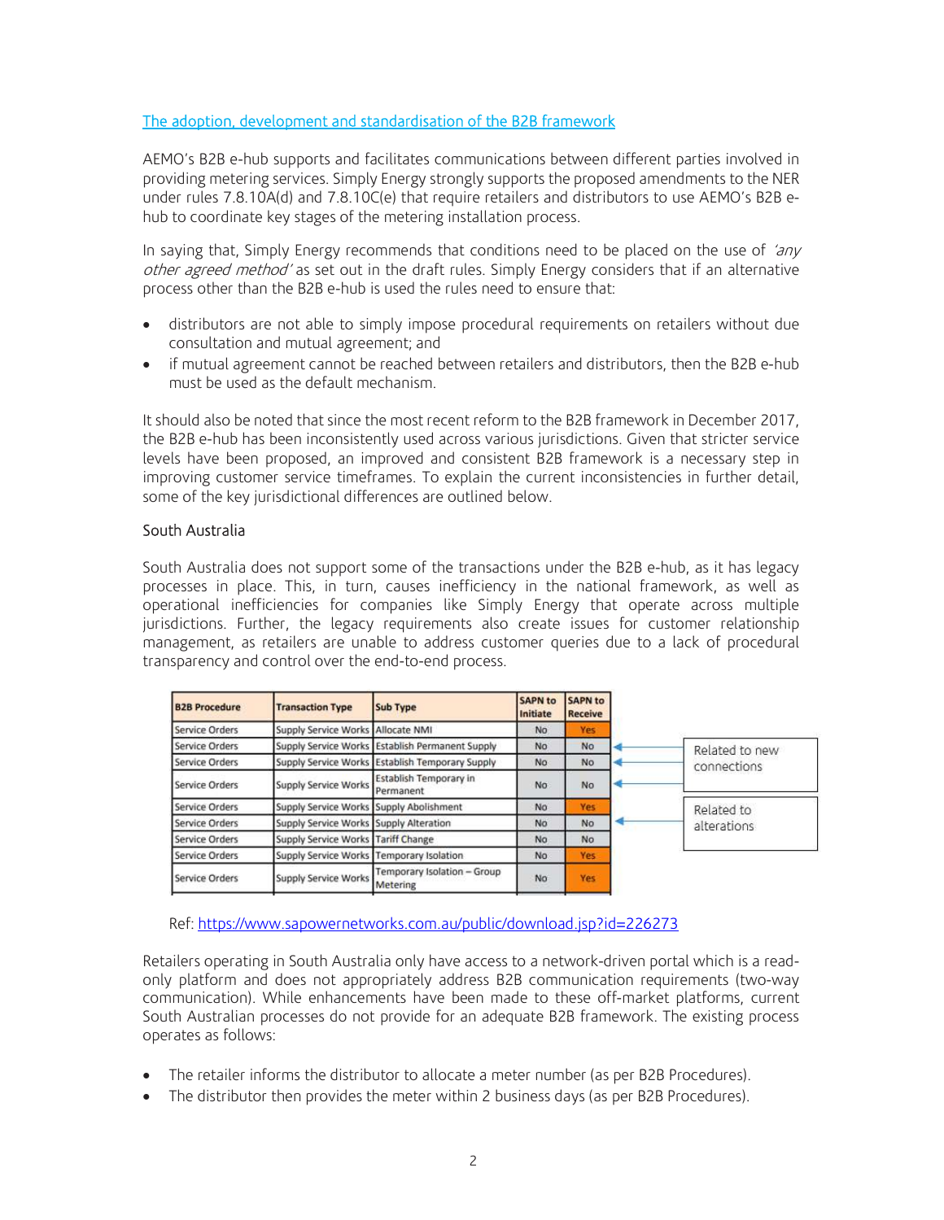The adoption, development and standardisation of the B2B framework

AEMO's B2B e-hub supports and facilitates communications between different parties involved in providing metering services. Simply Energy strongly supports the proposed amendments to the NER under rules 7.8.10A(d) and 7.8.10C(e) that require retailers and distributors to use AEMO's B2B e-hub to coordinate key stages of the metering installation process.

In saying that, Simply Energy recommends that conditions need to be placed on the use of *'any other agreed method'* as set out in the draft rules. Simply Energy considers that if an alternative process other than the B2B e-hub is used the rules need to ensure that:

- distributors are not able to simply impose procedural requirements on retailers without due consultation and mutual agreement; and
- if mutual agreement cannot be reached between retailers and distributors, then the B2B e-hub must be used as the default mechanism.

It should also be noted that since the most recent reform to the B2B framework in December 2017, the B2B e-hub has been inconsistently used across various jurisdictions. Given that stricter service levels have been proposed, an improved and consistent B2B framework is a necessary step in improving customer service timeframes. To explain the current inconsistencies in further detail, some of the key jurisdictional differences are outlined below.

South Australia

South Australia does not support some of the transactions under the B2B e-hub, as it has legacy processes in place. This, in turn, causes inefficiency in the national framework, as well as operational inefficiencies for companies like Simply Energy that operate across multiple jurisdictions. Further, the legacy requirements also create issues for customer relationship management, as retailers are unable to address customer queries due to a lack of procedural transparency and control over the end-to-end process.

| B2B Procedure | Transaction Type | Sub Type | SAPN to Initiate | SAPN to Receive |
|---|---|---|---|---|
| Service Orders | Supply Service Works | Allocate NMI | No | Yes |
| Service Orders | Supply Service Works | Establish Permanent Supply | No | No |
| Service Orders | Supply Service Works | Establish Temporary Supply | No | No |
| Service Orders | Supply Service Works | Establish Temporary in Permanent | No | No |
| Service Orders | Supply Service Works | Supply Abolishment | No | Yes |
| Service Orders | Supply Service Works | Supply Alteration | No | No |
| Service Orders | Supply Service Works | Tariff Change | No | No |
| Service Orders | Supply Service Works | Temporary Isolation | No | Yes |
| Service Orders | Supply Service Works | Temporary Isolation – Group Metering | No | Yes |

Related to new connections (Establish Permanent Supply; Establish Temporary Supply; Establish Temporary in Permanent)

Related to alterations (Supply Alteration)

Ref: https://www.sapowernetworks.com.au/public/download.jsp?id=226273

Retailers operating in South Australia only have access to a network-driven portal which is a read-only platform and does not appropriately address B2B communication requirements (two-way communication). While enhancements have been made to these off-market platforms, current South Australian processes do not provide for an adequate B2B framework. The existing process operates as follows:

- The retailer informs the distributor to allocate a meter number (as per B2B Procedures).
- The distributor then provides the meter within 2 business days (as per B2B Procedures).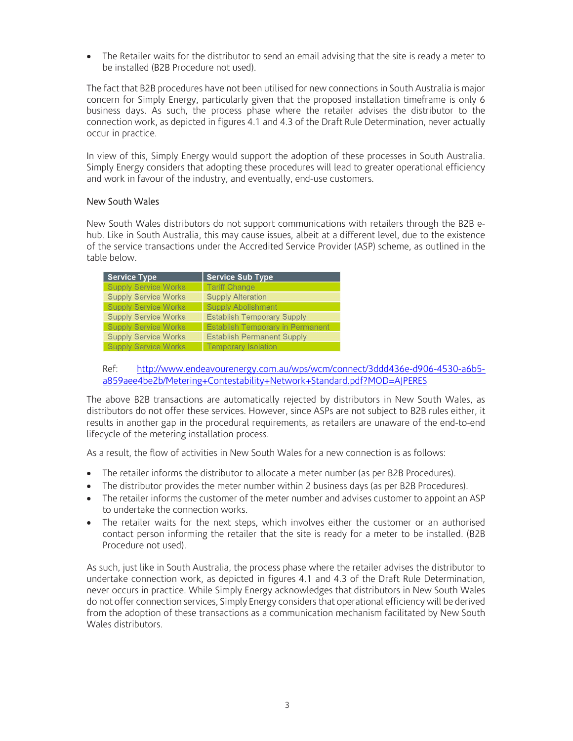- The Retailer waits for the distributor to send an email advising that the site is ready a meter to be installed (B2B Procedure not used).

The fact that B2B procedures have not been utilised for new connections in South Australia is major concern for Simply Energy, particularly given that the proposed installation timeframe is only 6 business days. As such, the process phase where the retailer advises the distributor to the connection work, as depicted in figures 4.1 and 4.3 of the Draft Rule Determination, never actually occur in practice.

In view of this, Simply Energy would support the adoption of these processes in South Australia. Simply Energy considers that adopting these procedures will lead to greater operational efficiency and work in favour of the industry, and eventually, end-use customers.

### New South Wales

New South Wales distributors do not support communications with retailers through the B2B e-hub. Like in South Australia, this may cause issues, albeit at a different level, due to the existence of the service transactions under the Accredited Service Provider (ASP) scheme, as outlined in the table below.

| Service Type | Service Sub Type |
|---|---|
| Supply Service Works | Tariff Change |
| Supply Service Works | Supply Alteration |
| Supply Service Works | Supply Abolishment |
| Supply Service Works | Establish Temporary Supply |
| Supply Service Works | Establish Temporary in Permanent |
| Supply Service Works | Establish Permanent Supply |
| Supply Service Works | Temporary Isolation |

Ref: http://www.endeavourenergy.com.au/wps/wcm/connect/3ddd436e-d906-4530-a6b5-a859aee4be2b/Metering+Contestability+Network+Standard.pdf?MOD=AJPERES

The above B2B transactions are automatically rejected by distributors in New South Wales, as distributors do not offer these services. However, since ASPs are not subject to B2B rules either, it results in another gap in the procedural requirements, as retailers are unaware of the end-to-end lifecycle of the metering installation process.

As a result, the flow of activities in New South Wales for a new connection is as follows:

- The retailer informs the distributor to allocate a meter number (as per B2B Procedures).
- The distributor provides the meter number within 2 business days (as per B2B Procedures).
- The retailer informs the customer of the meter number and advises customer to appoint an ASP to undertake the connection works.
- The retailer waits for the next steps, which involves either the customer or an authorised contact person informing the retailer that the site is ready for a meter to be installed. (B2B Procedure not used).

As such, just like in South Australia, the process phase where the retailer advises the distributor to undertake connection work, as depicted in figures 4.1 and 4.3 of the Draft Rule Determination, never occurs in practice. While Simply Energy acknowledges that distributors in New South Wales do not offer connection services, Simply Energy considers that operational efficiency will be derived from the adoption of these transactions as a communication mechanism facilitated by New South Wales distributors.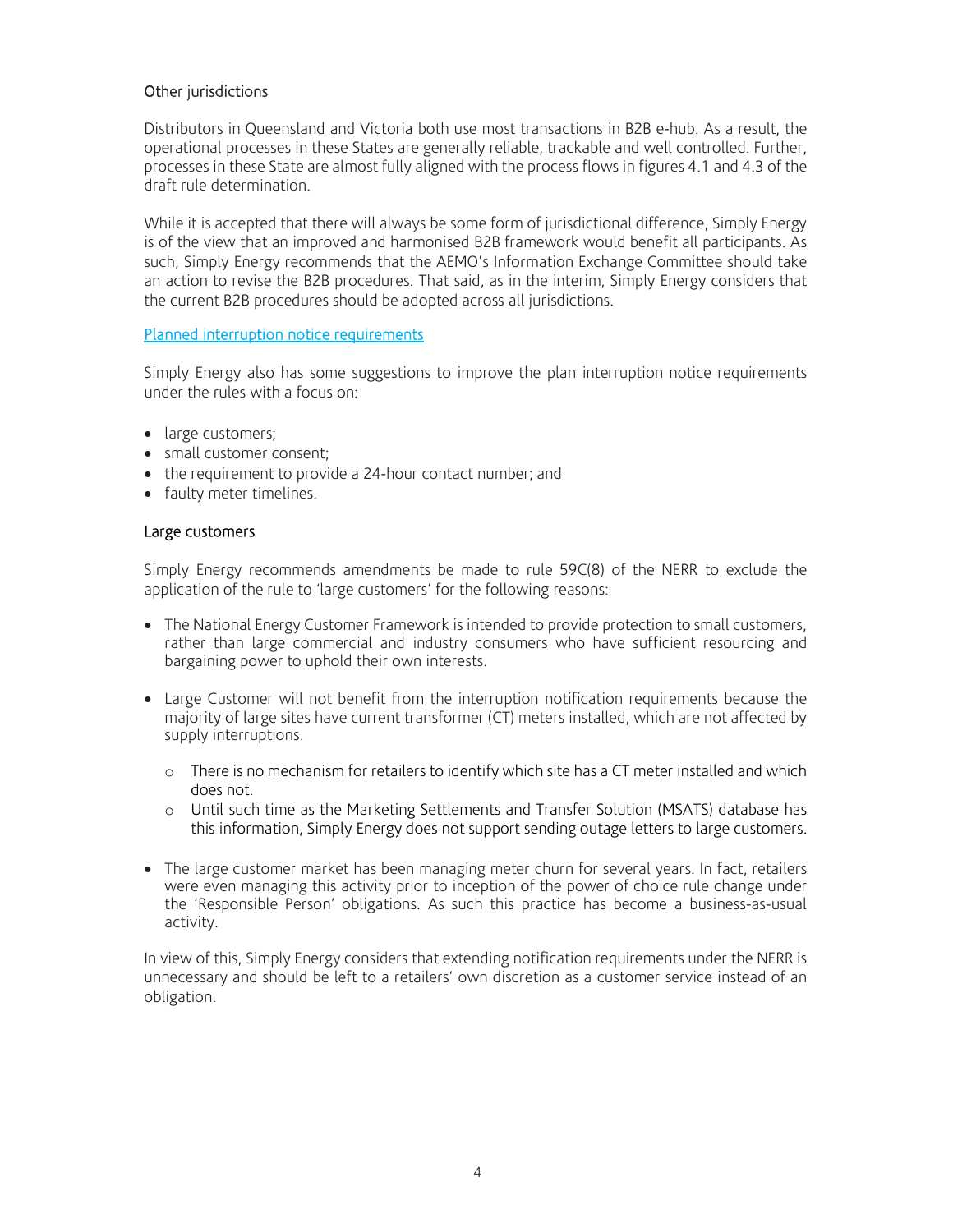### Other jurisdictions

Distributors in Queensland and Victoria both use most transactions in B2B e-hub. As a result, the operational processes in these States are generally reliable, trackable and well controlled. Further, processes in these State are almost fully aligned with the process flows in figures 4.1 and 4.3 of the draft rule determination.

While it is accepted that there will always be some form of jurisdictional difference, Simply Energy is of the view that an improved and harmonised B2B framework would benefit all participants. As such, Simply Energy recommends that the AEMO's Information Exchange Committee should take an action to revise the B2B procedures. That said, as in the interim, Simply Energy considers that the current B2B procedures should be adopted across all jurisdictions.

## Planned interruption notice requirements

Simply Energy also has some suggestions to improve the plan interruption notice requirements under the rules with a focus on:

- large customers;
- small customer consent;
- the requirement to provide a 24-hour contact number; and
- faulty meter timelines.

### Large customers

Simply Energy recommends amendments be made to rule 59C(8) of the NERR to exclude the application of the rule to 'large customers' for the following reasons:

- The National Energy Customer Framework is intended to provide protection to small customers, rather than large commercial and industry consumers who have sufficient resourcing and bargaining power to uphold their own interests.
- Large Customer will not benefit from the interruption notification requirements because the majority of large sites have current transformer (CT) meters installed, which are not affected by supply interruptions.
    - There is no mechanism for retailers to identify which site has a CT meter installed and which does not.
    - Until such time as the Marketing Settlements and Transfer Solution (MSATS) database has this information, Simply Energy does not support sending outage letters to large customers.
- The large customer market has been managing meter churn for several years. In fact, retailers were even managing this activity prior to inception of the power of choice rule change under the 'Responsible Person' obligations. As such this practice has become a business-as-usual activity.

In view of this, Simply Energy considers that extending notification requirements under the NERR is unnecessary and should be left to a retailers' own discretion as a customer service instead of an obligation.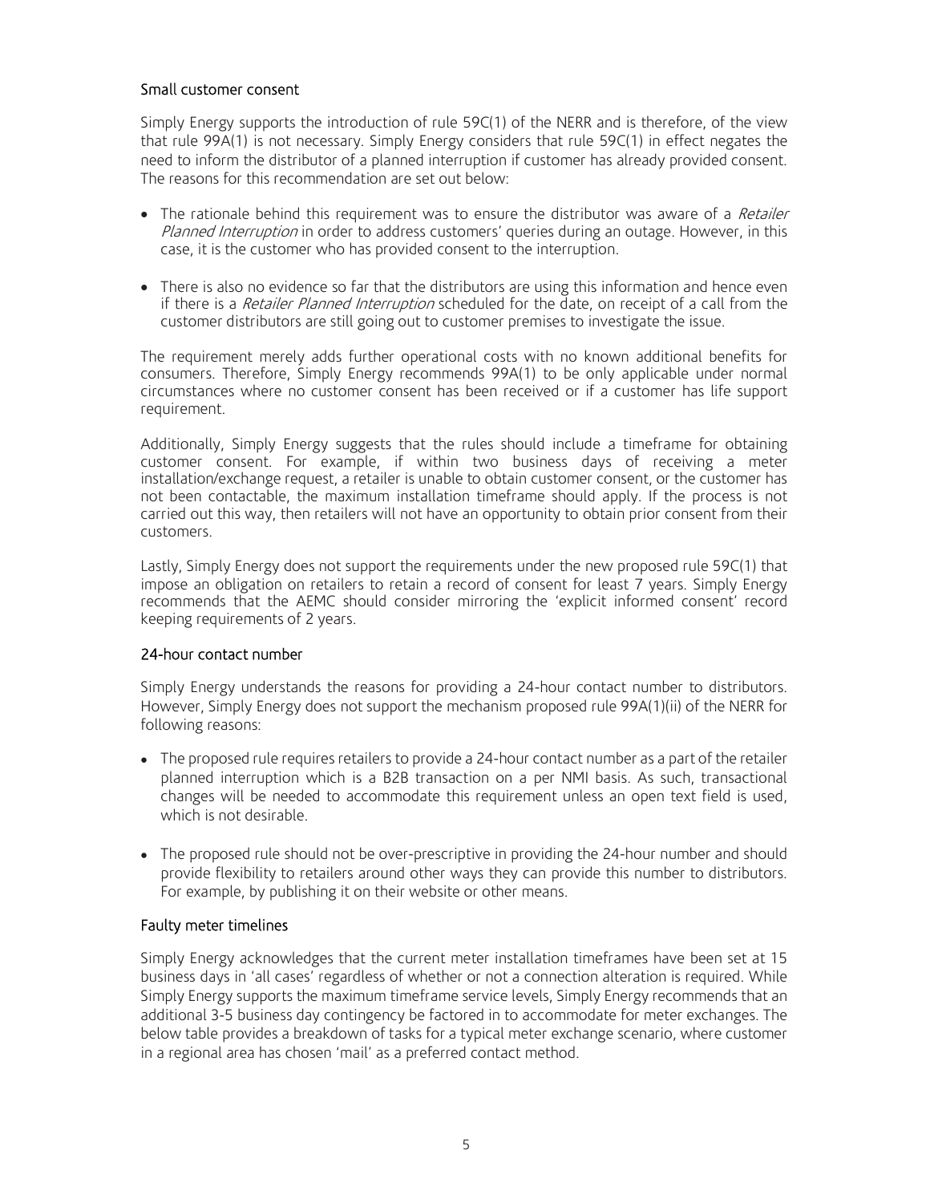### Small customer consent

Simply Energy supports the introduction of rule 59C(1) of the NERR and is therefore, of the view that rule 99A(1) is not necessary. Simply Energy considers that rule 59C(1) in effect negates the need to inform the distributor of a planned interruption if customer has already provided consent. The reasons for this recommendation are set out below:

- The rationale behind this requirement was to ensure the distributor was aware of a *Retailer Planned Interruption* in order to address customers' queries during an outage. However, in this case, it is the customer who has provided consent to the interruption.
- There is also no evidence so far that the distributors are using this information and hence even if there is a *Retailer Planned Interruption* scheduled for the date, on receipt of a call from the customer distributors are still going out to customer premises to investigate the issue.

The requirement merely adds further operational costs with no known additional benefits for consumers. Therefore, Simply Energy recommends 99A(1) to be only applicable under normal circumstances where no customer consent has been received or if a customer has life support requirement.

Additionally, Simply Energy suggests that the rules should include a timeframe for obtaining customer consent. For example, if within two business days of receiving a meter installation/exchange request, a retailer is unable to obtain customer consent, or the customer has not been contactable, the maximum installation timeframe should apply. If the process is not carried out this way, then retailers will not have an opportunity to obtain prior consent from their customers.

Lastly, Simply Energy does not support the requirements under the new proposed rule 59C(1) that impose an obligation on retailers to retain a record of consent for least 7 years. Simply Energy recommends that the AEMC should consider mirroring the 'explicit informed consent' record keeping requirements of 2 years.

### 24-hour contact number

Simply Energy understands the reasons for providing a 24-hour contact number to distributors. However, Simply Energy does not support the mechanism proposed rule 99A(1)(ii) of the NERR for following reasons:

- The proposed rule requires retailers to provide a 24-hour contact number as a part of the retailer planned interruption which is a B2B transaction on a per NMI basis. As such, transactional changes will be needed to accommodate this requirement unless an open text field is used, which is not desirable.
- The proposed rule should not be over-prescriptive in providing the 24-hour number and should provide flexibility to retailers around other ways they can provide this number to distributors. For example, by publishing it on their website or other means.

### Faulty meter timelines

Simply Energy acknowledges that the current meter installation timeframes have been set at 15 business days in 'all cases' regardless of whether or not a connection alteration is required. While Simply Energy supports the maximum timeframe service levels, Simply Energy recommends that an additional 3-5 business day contingency be factored in to accommodate for meter exchanges. The below table provides a breakdown of tasks for a typical meter exchange scenario, where customer in a regional area has chosen 'mail' as a preferred contact method.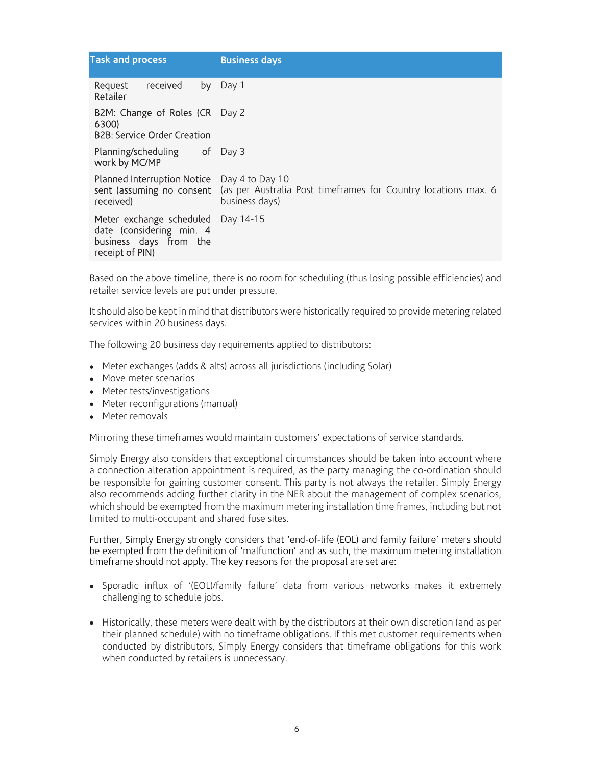| Task and process | Business days |
| --- | --- |
| Request received by Retailer | Day 1 |
| B2M: Change of Roles (CR 6300)<br>B2B: Service Order Creation | Day 2 |
| Planning/scheduling of work by MC/MP | Day 3 |
| Planned Interruption Notice sent (assuming no consent received) | Day 4 to Day 10<br>(as per Australia Post timeframes for Country locations max. 6 business days) |
| Meter exchange scheduled date (considering min. 4 business days from the receipt of PIN) | Day 14-15 |

Based on the above timeline, there is no room for scheduling (thus losing possible efficiencies) and retailer service levels are put under pressure.

It should also be kept in mind that distributors were historically required to provide metering related services within 20 business days.

The following 20 business day requirements applied to distributors:

- Meter exchanges (adds & alts) across all jurisdictions (including Solar)
- Move meter scenarios
- Meter tests/investigations
- Meter reconfigurations (manual)
- Meter removals

Mirroring these timeframes would maintain customers' expectations of service standards.

Simply Energy also considers that exceptional circumstances should be taken into account where a connection alteration appointment is required, as the party managing the co-ordination should be responsible for gaining customer consent. This party is not always the retailer. Simply Energy also recommends adding further clarity in the NER about the management of complex scenarios, which should be exempted from the maximum metering installation time frames, including but not limited to multi-occupant and shared fuse sites.

Further, Simply Energy strongly considers that 'end-of-life (EOL) and family failure' meters should be exempted from the definition of 'malfunction' and as such, the maximum metering installation timeframe should not apply. The key reasons for the proposal are set are:

- Sporadic influx of '(EOL)/family failure' data from various networks makes it extremely challenging to schedule jobs.

- Historically, these meters were dealt with by the distributors at their own discretion (and as per their planned schedule) with no timeframe obligations. If this met customer requirements when conducted by distributors, Simply Energy considers that timeframe obligations for this work when conducted by retailers is unnecessary.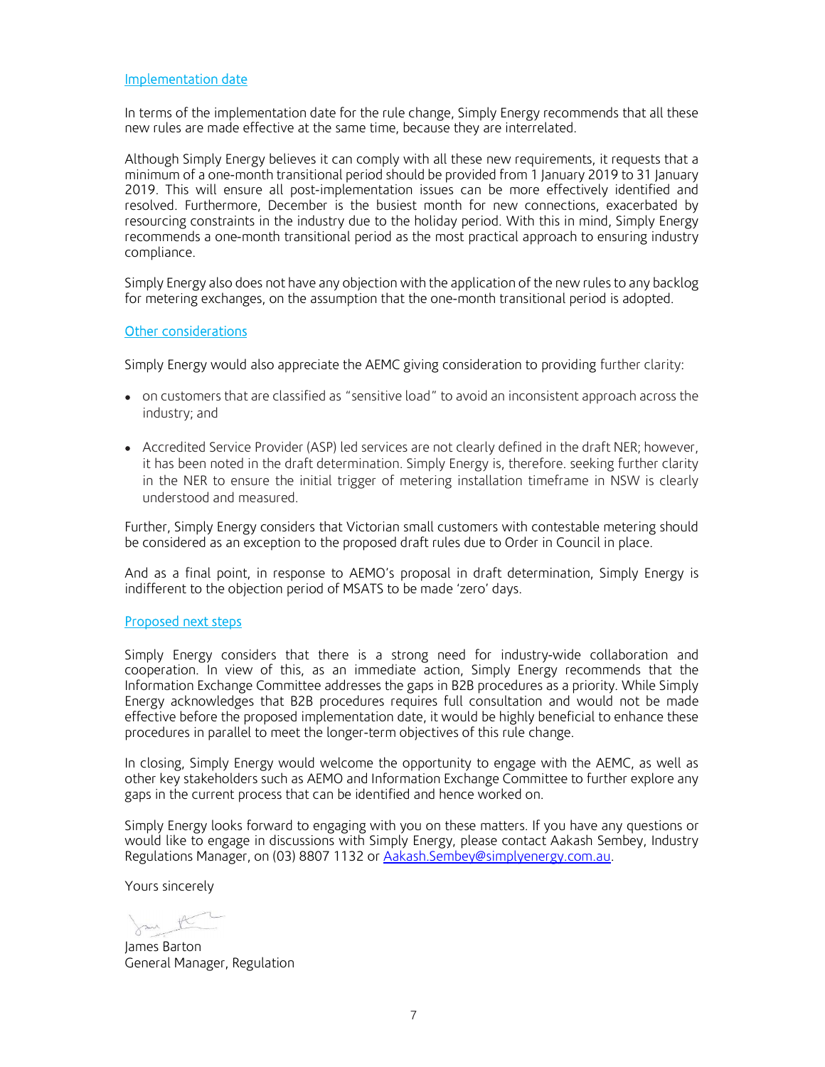## Implementation date

In terms of the implementation date for the rule change, Simply Energy recommends that all these new rules are made effective at the same time, because they are interrelated.

Although Simply Energy believes it can comply with all these new requirements, it requests that a minimum of a one-month transitional period should be provided from 1 January 2019 to 31 January 2019. This will ensure all post-implementation issues can be more effectively identified and resolved. Furthermore, December is the busiest month for new connections, exacerbated by resourcing constraints in the industry due to the holiday period. With this in mind, Simply Energy recommends a one-month transitional period as the most practical approach to ensuring industry compliance.

Simply Energy also does not have any objection with the application of the new rules to any backlog for metering exchanges, on the assumption that the one-month transitional period is adopted.

## Other considerations

Simply Energy would also appreciate the AEMC giving consideration to providing further clarity:

- on customers that are classified as "sensitive load" to avoid an inconsistent approach across the industry; and
- Accredited Service Provider (ASP) led services are not clearly defined in the draft NER; however, it has been noted in the draft determination. Simply Energy is, therefore. seeking further clarity in the NER to ensure the initial trigger of metering installation timeframe in NSW is clearly understood and measured.

Further, Simply Energy considers that Victorian small customers with contestable metering should be considered as an exception to the proposed draft rules due to Order in Council in place.

And as a final point, in response to AEMO's proposal in draft determination, Simply Energy is indifferent to the objection period of MSATS to be made 'zero' days.

## Proposed next steps

Simply Energy considers that there is a strong need for industry-wide collaboration and cooperation. In view of this, as an immediate action, Simply Energy recommends that the Information Exchange Committee addresses the gaps in B2B procedures as a priority. While Simply Energy acknowledges that B2B procedures requires full consultation and would not be made effective before the proposed implementation date, it would be highly beneficial to enhance these procedures in parallel to meet the longer-term objectives of this rule change.

In closing, Simply Energy would welcome the opportunity to engage with the AEMC, as well as other key stakeholders such as AEMO and Information Exchange Committee to further explore any gaps in the current process that can be identified and hence worked on.

Simply Energy looks forward to engaging with you on these matters. If you have any questions or would like to engage in discussions with Simply Energy, please contact Aakash Sembey, Industry Regulations Manager, on (03) 8807 1132 or Aakash.Sembey@simplyenergy.com.au.

Yours sincerely

James Barton
General Manager, Regulation